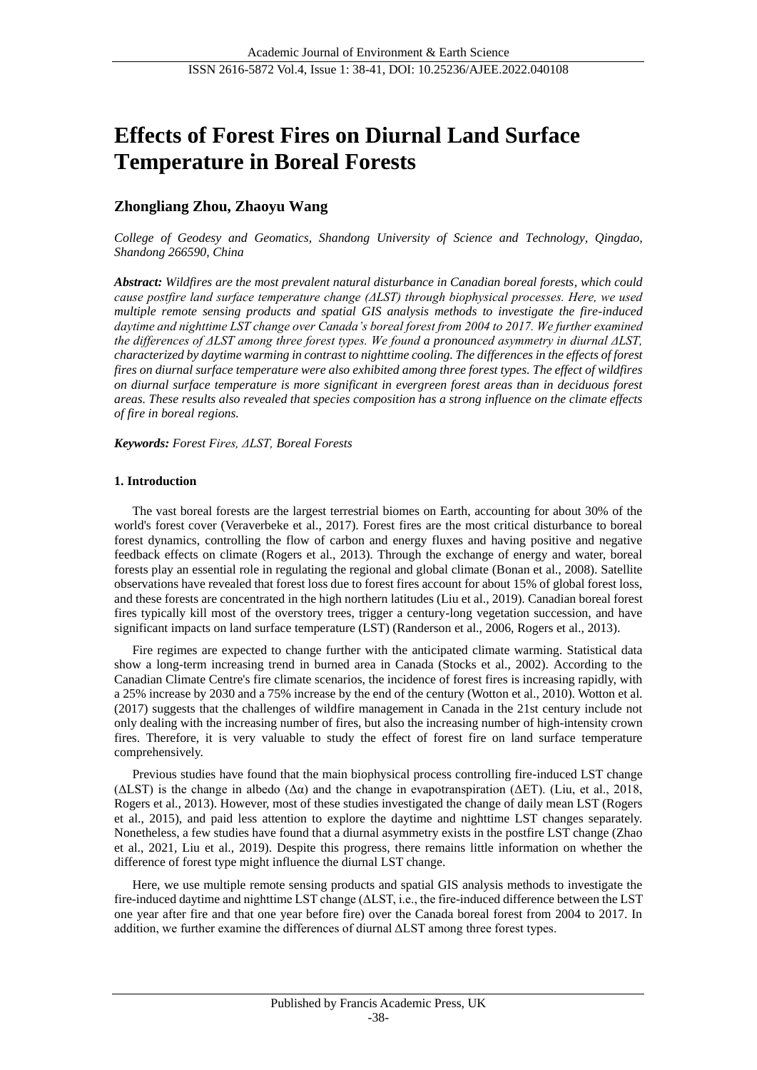# Effects of Forest Fires on Diurnal Land Surface Temperature in Boreal Forests

## Zhongliang Zhou, Zhaoyu Wang

*College of Geodesy and Geomatics, Shandong University of Science and Technology, Qingdao, Shandong 266590, China*

***Abstract:*** *Wildfires are the most prevalent natural disturbance in Canadian boreal forests, which could cause postfire land surface temperature change (ΔLST) through biophysical processes. Here, we used multiple remote sensing products and spatial GIS analysis methods to investigate the fire-induced daytime and nighttime LST change over Canada's boreal forest from 2004 to 2017. We further examined the differences of ΔLST among three forest types. We found a pronounced asymmetry in diurnal ΔLST, characterized by daytime warming in contrast to nighttime cooling. The differences in the effects of forest fires on diurnal surface temperature were also exhibited among three forest types. The effect of wildfires on diurnal surface temperature is more significant in evergreen forest areas than in deciduous forest areas. These results also revealed that species composition has a strong influence on the climate effects of fire in boreal regions.*

***Keywords:*** *Forest Fires, ΔLST, Boreal Forests*

### 1. Introduction

The vast boreal forests are the largest terrestrial biomes on Earth, accounting for about 30% of the world's forest cover (Veraverbeke et al., 2017). Forest fires are the most critical disturbance to boreal forest dynamics, controlling the flow of carbon and energy fluxes and having positive and negative feedback effects on climate (Rogers et al., 2013). Through the exchange of energy and water, boreal forests play an essential role in regulating the regional and global climate (Bonan et al., 2008). Satellite observations have revealed that forest loss due to forest fires account for about 15% of global forest loss, and these forests are concentrated in the high northern latitudes (Liu et al., 2019). Canadian boreal forest fires typically kill most of the overstory trees, trigger a century-long vegetation succession, and have significant impacts on land surface temperature (LST) (Randerson et al., 2006, Rogers et al., 2013).

Fire regimes are expected to change further with the anticipated climate warming. Statistical data show a long-term increasing trend in burned area in Canada (Stocks et al., 2002). According to the Canadian Climate Centre's fire climate scenarios, the incidence of forest fires is increasing rapidly, with a 25% increase by 2030 and a 75% increase by the end of the century (Wotton et al., 2010). Wotton et al. (2017) suggests that the challenges of wildfire management in Canada in the 21st century include not only dealing with the increasing number of fires, but also the increasing number of high-intensity crown fires. Therefore, it is very valuable to study the effect of forest fire on land surface temperature comprehensively.

Previous studies have found that the main biophysical process controlling fire-induced LST change (ΔLST) is the change in albedo (Δα) and the change in evapotranspiration (ΔET). (Liu, et al., 2018, Rogers et al., 2013). However, most of these studies investigated the change of daily mean LST (Rogers et al., 2015), and paid less attention to explore the daytime and nighttime LST changes separately. Nonetheless, a few studies have found that a diurnal asymmetry exists in the postfire LST change (Zhao et al., 2021, Liu et al., 2019). Despite this progress, there remains little information on whether the difference of forest type might influence the diurnal LST change.

Here, we use multiple remote sensing products and spatial GIS analysis methods to investigate the fire-induced daytime and nighttime LST change (ΔLST, i.e., the fire-induced difference between the LST one year after fire and that one year before fire) over the Canada boreal forest from 2004 to 2017. In addition, we further examine the differences of diurnal ΔLST among three forest types.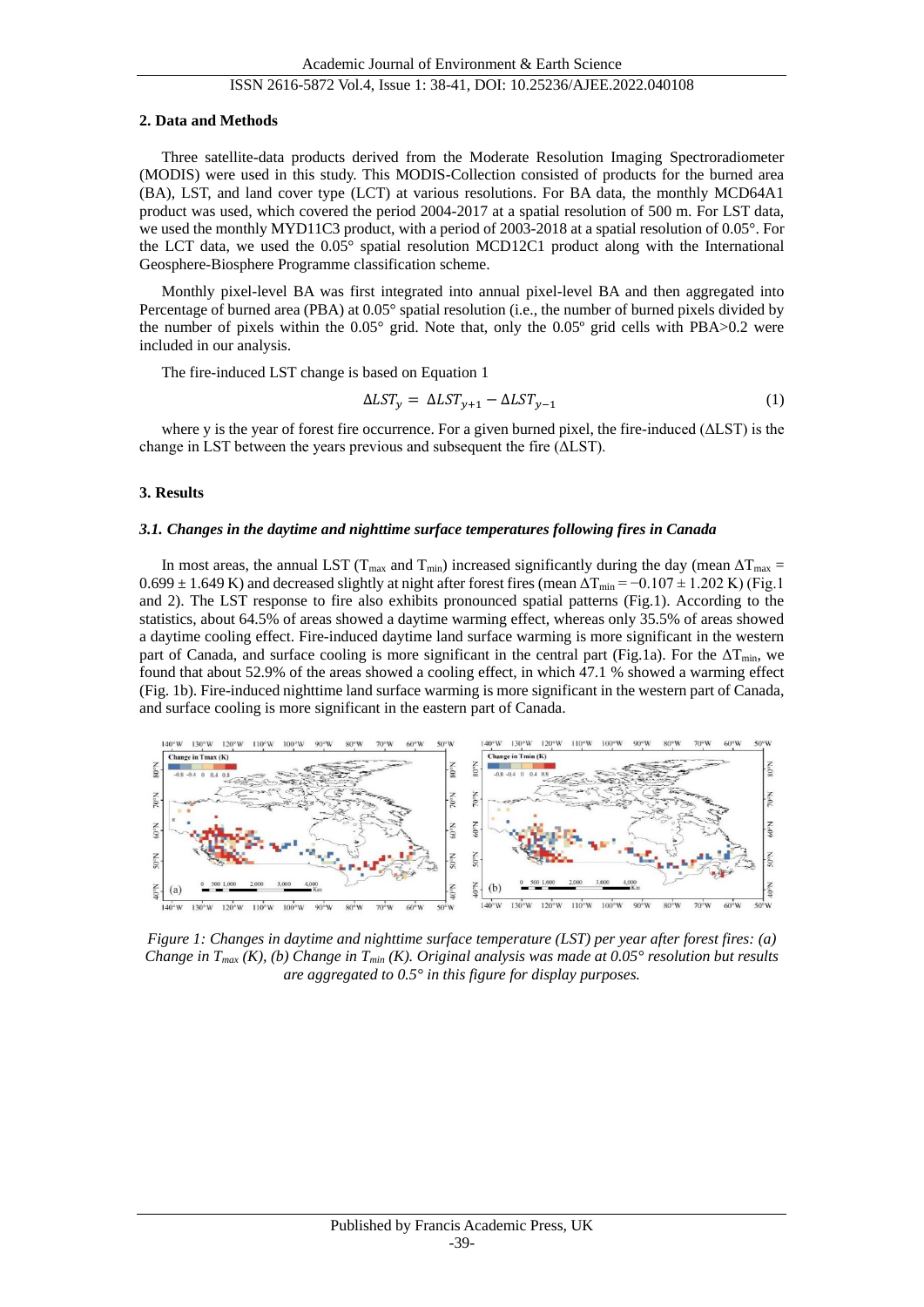## 2. Data and Methods

Three satellite-data products derived from the Moderate Resolution Imaging Spectroradiometer (MODIS) were used in this study. This MODIS-Collection consisted of products for the burned area (BA), LST, and land cover type (LCT) at various resolutions. For BA data, the monthly MCD64A1 product was used, which covered the period 2004-2017 at a spatial resolution of 500 m. For LST data, we used the monthly MYD11C3 product, with a period of 2003-2018 at a spatial resolution of 0.05°. For the LCT data, we used the 0.05° spatial resolution MCD12C1 product along with the International Geosphere-Biosphere Programme classification scheme.

Monthly pixel-level BA was first integrated into annual pixel-level BA and then aggregated into Percentage of burned area (PBA) at 0.05° spatial resolution (i.e., the number of burned pixels divided by the number of pixels within the 0.05° grid. Note that, only the 0.05º grid cells with PBA>0.2 were included in our analysis.

The fire-induced LST change is based on Equation 1

$$\Delta LST_y = \Delta LST_{y+1} - \Delta LST_{y-1} \quad (1)$$

where y is the year of forest fire occurrence. For a given burned pixel, the fire-induced (ΔLST) is the change in LST between the years previous and subsequent the fire (ΔLST).

## 3. Results

### *3.1. Changes in the daytime and nighttime surface temperatures following fires in Canada*

In most areas, the annual LST ($T_{max}$ and $T_{min}$) increased significantly during the day (mean $\Delta T_{max} = 0.699 \pm 1.649$ K) and decreased slightly at night after forest fires (mean $\Delta T_{min} = -0.107 \pm 1.202$ K) (Fig.1 and 2). The LST response to fire also exhibits pronounced spatial patterns (Fig.1). According to the statistics, about 64.5% of areas showed a daytime warming effect, whereas only 35.5% of areas showed a daytime cooling effect. Fire-induced daytime land surface warming is more significant in the western part of Canada, and surface cooling is more significant in the central part (Fig.1a). For the $\Delta T_{min}$, we found that about 52.9% of the areas showed a cooling effect, in which 47.1 % showed a warming effect (Fig. 1b). Fire-induced nighttime land surface warming is more significant in the western part of Canada, and surface cooling is more significant in the eastern part of Canada.

*Figure 1: Changes in daytime and nighttime surface temperature (LST) per year after forest fires: (a) Change in $T_{max}$ (K), (b) Change in $T_{min}$ (K). Original analysis was made at 0.05° resolution but results are aggregated to 0.5° in this figure for display purposes.*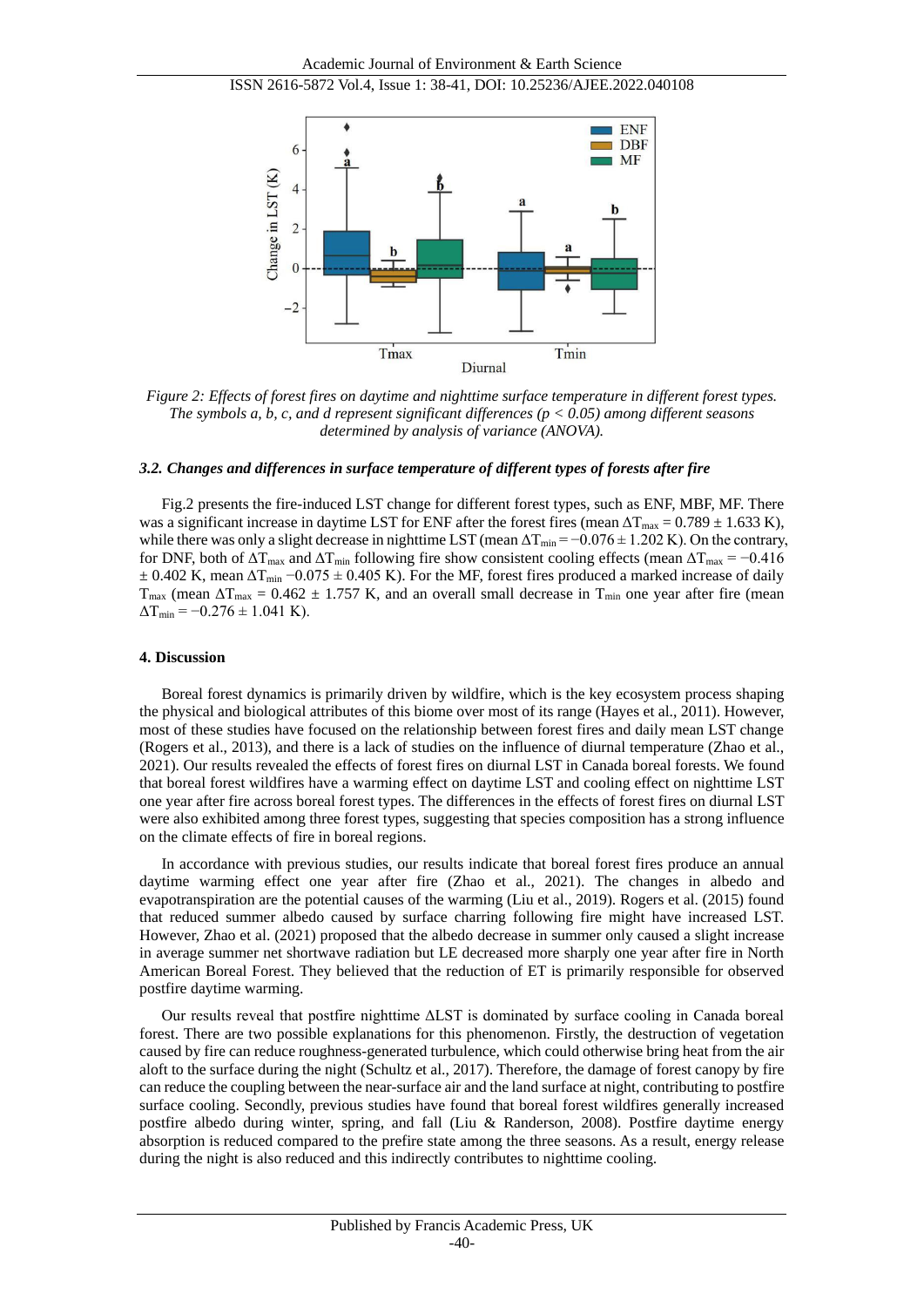*Figure 2: Effects of forest fires on daytime and nighttime surface temperature in different forest types. The symbols a, b, c, and d represent significant differences ($p < 0.05$) among different seasons determined by analysis of variance (ANOVA).*

### *3.2. Changes and differences in surface temperature of different types of forests after fire*

Fig.2 presents the fire-induced LST change for different forest types, such as ENF, MBF, MF. There was a significant increase in daytime LST for ENF after the forest fires (mean $\Delta T_{max} = 0.789 \pm 1.633$ K), while there was only a slight decrease in nighttime LST (mean $\Delta T_{min} = -0.076 \pm 1.202$ K). On the contrary, for DNF, both of $\Delta T_{max}$ and $\Delta T_{min}$ following fire show consistent cooling effects (mean $\Delta T_{max} = -0.416 \pm 0.402$ K, mean $\Delta T_{min}$ $-0.075 \pm 0.405$ K). For the MF, forest fires produced a marked increase of daily $T_{max}$ (mean $\Delta T_{max} = 0.462 \pm 1.757$ K, and an overall small decrease in $T_{min}$ one year after fire (mean $\Delta T_{min} = -0.276 \pm 1.041$ K).

## 4. Discussion

Boreal forest dynamics is primarily driven by wildfire, which is the key ecosystem process shaping the physical and biological attributes of this biome over most of its range (Hayes et al., 2011). However, most of these studies have focused on the relationship between forest fires and daily mean LST change (Rogers et al., 2013), and there is a lack of studies on the influence of diurnal temperature (Zhao et al., 2021). Our results revealed the effects of forest fires on diurnal LST in Canada boreal forests. We found that boreal forest wildfires have a warming effect on daytime LST and cooling effect on nighttime LST one year after fire across boreal forest types. The differences in the effects of forest fires on diurnal LST were also exhibited among three forest types, suggesting that species composition has a strong influence on the climate effects of fire in boreal regions.

In accordance with previous studies, our results indicate that boreal forest fires produce an annual daytime warming effect one year after fire (Zhao et al., 2021). The changes in albedo and evapotranspiration are the potential causes of the warming (Liu et al., 2019). Rogers et al. (2015) found that reduced summer albedo caused by surface charring following fire might have increased LST. However, Zhao et al. (2021) proposed that the albedo decrease in summer only caused a slight increase in average summer net shortwave radiation but LE decreased more sharply one year after fire in North American Boreal Forest. They believed that the reduction of ET is primarily responsible for observed postfire daytime warming.

Our results reveal that postfire nighttime ΔLST is dominated by surface cooling in Canada boreal forest. There are two possible explanations for this phenomenon. Firstly, the destruction of vegetation caused by fire can reduce roughness-generated turbulence, which could otherwise bring heat from the air aloft to the surface during the night (Schultz et al., 2017). Therefore, the damage of forest canopy by fire can reduce the coupling between the near-surface air and the land surface at night, contributing to postfire surface cooling. Secondly, previous studies have found that boreal forest wildfires generally increased postfire albedo during winter, spring, and fall (Liu & Randerson, 2008). Postfire daytime energy absorption is reduced compared to the prefire state among the three seasons. As a result, energy release during the night is also reduced and this indirectly contributes to nighttime cooling.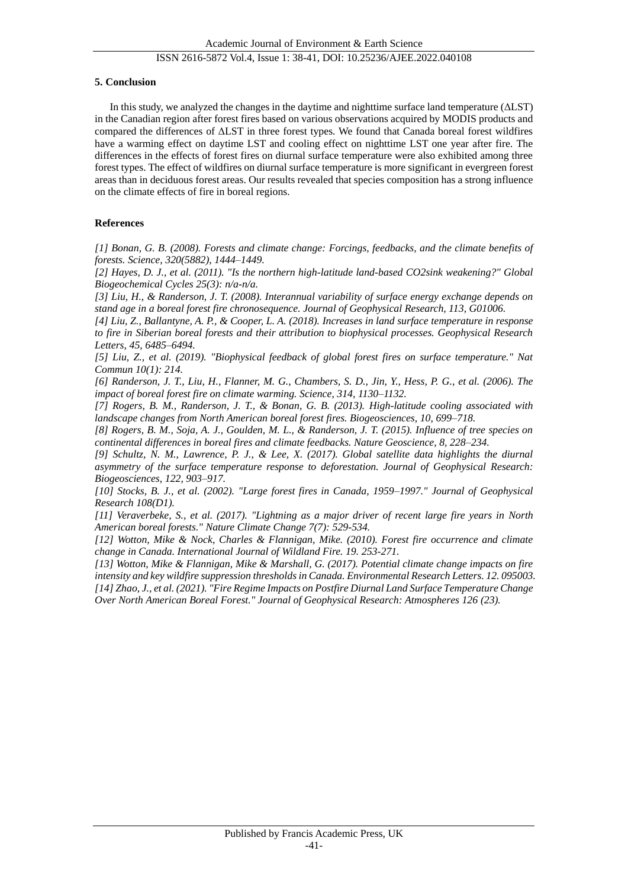## 5. Conclusion

In this study, we analyzed the changes in the daytime and nighttime surface land temperature (ΔLST) in the Canadian region after forest fires based on various observations acquired by MODIS products and compared the differences of ΔLST in three forest types. We found that Canada boreal forest wildfires have a warming effect on daytime LST and cooling effect on nighttime LST one year after fire. The differences in the effects of forest fires on diurnal surface temperature were also exhibited among three forest types. The effect of wildfires on diurnal surface temperature is more significant in evergreen forest areas than in deciduous forest areas. Our results revealed that species composition has a strong influence on the climate effects of fire in boreal regions.

## References

*[1] Bonan, G. B. (2008). Forests and climate change: Forcings, feedbacks, and the climate benefits of forests. Science, 320(5882), 1444–1449.*

*[2] Hayes, D. J., et al. (2011). "Is the northern high-latitude land-based CO2sink weakening?" Global Biogeochemical Cycles 25(3): n/a-n/a.*

*[3] Liu, H., & Randerson, J. T. (2008). Interannual variability of surface energy exchange depends on stand age in a boreal forest fire chronosequence. Journal of Geophysical Research, 113, G01006.*

*[4] Liu, Z., Ballantyne, A. P., & Cooper, L. A. (2018). Increases in land surface temperature in response to fire in Siberian boreal forests and their attribution to biophysical processes. Geophysical Research Letters, 45, 6485–6494.*

*[5] Liu, Z., et al. (2019). "Biophysical feedback of global forest fires on surface temperature." Nat Commun 10(1): 214.*

*[6] Randerson, J. T., Liu, H., Flanner, M. G., Chambers, S. D., Jin, Y., Hess, P. G., et al. (2006). The impact of boreal forest fire on climate warming. Science, 314, 1130–1132.*

*[7] Rogers, B. M., Randerson, J. T., & Bonan, G. B. (2013). High-latitude cooling associated with landscape changes from North American boreal forest fires. Biogeosciences, 10, 699–718.*

*[8] Rogers, B. M., Soja, A. J., Goulden, M. L., & Randerson, J. T. (2015). Influence of tree species on continental differences in boreal fires and climate feedbacks. Nature Geoscience, 8, 228–234.*

*[9] Schultz, N. M., Lawrence, P. J., & Lee, X. (2017). Global satellite data highlights the diurnal asymmetry of the surface temperature response to deforestation. Journal of Geophysical Research: Biogeosciences, 122, 903–917.*

*[10] Stocks, B. J., et al. (2002). "Large forest fires in Canada, 1959–1997." Journal of Geophysical Research 108(D1).*

*[11] Veraverbeke, S., et al. (2017). "Lightning as a major driver of recent large fire years in North American boreal forests." Nature Climate Change 7(7): 529-534.*

*[12] Wotton, Mike & Nock, Charles & Flannigan, Mike. (2010). Forest fire occurrence and climate change in Canada. International Journal of Wildland Fire. 19. 253-271.*

*[13] Wotton, Mike & Flannigan, Mike & Marshall, G. (2017). Potential climate change impacts on fire intensity and key wildfire suppression thresholds in Canada. Environmental Research Letters. 12. 095003.*

*[14] Zhao, J., et al. (2021). "Fire Regime Impacts on Postfire Diurnal Land Surface Temperature Change Over North American Boreal Forest." Journal of Geophysical Research: Atmospheres 126 (23).*